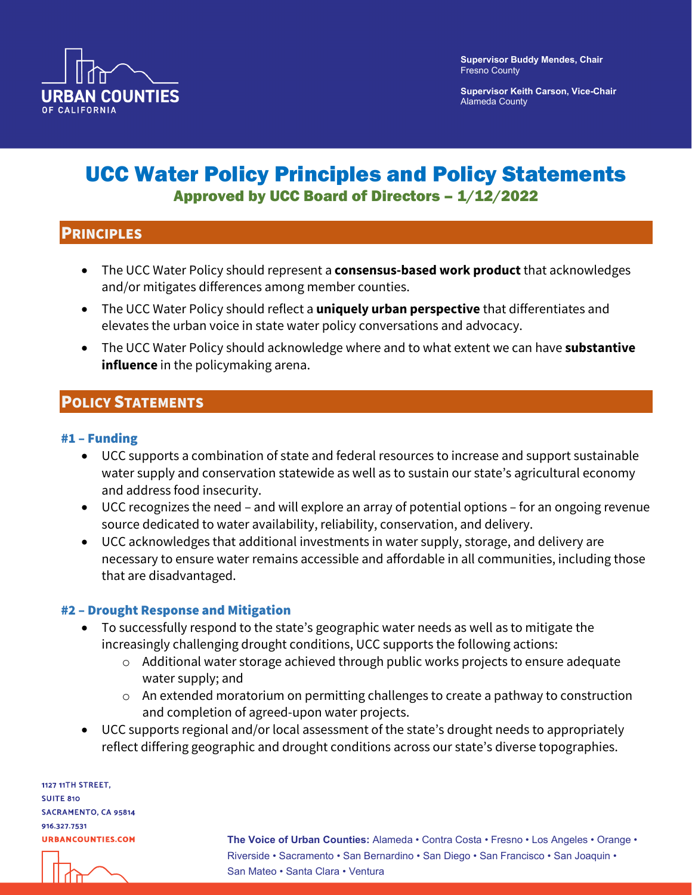URBAN COUNTIES OF CALIFORNIA

**Supervisor Buddy Mendes, Chair**
Fresno County

**Supervisor Keith Carson, Vice-Chair**
Alameda County

# UCC Water Policy Principles and Policy Statements

**Approved by UCC Board of Directors – 1/12/2022**

## Principles

- The UCC Water Policy should represent a **consensus-based work product** that acknowledges and/or mitigates differences among member counties.
- The UCC Water Policy should reflect a **uniquely urban perspective** that differentiates and elevates the urban voice in state water policy conversations and advocacy.
- The UCC Water Policy should acknowledge where and to what extent we can have **substantive influence** in the policymaking arena.

## Policy Statements

### #1 – Funding

- UCC supports a combination of state and federal resources to increase and support sustainable water supply and conservation statewide as well as to sustain our state's agricultural economy and address food insecurity.
- UCC recognizes the need – and will explore an array of potential options – for an ongoing revenue source dedicated to water availability, reliability, conservation, and delivery.
- UCC acknowledges that additional investments in water supply, storage, and delivery are necessary to ensure water remains accessible and affordable in all communities, including those that are disadvantaged.

### #2 – Drought Response and Mitigation

- To successfully respond to the state's geographic water needs as well as to mitigate the increasingly challenging drought conditions, UCC supports the following actions:
  - Additional water storage achieved through public works projects to ensure adequate water supply; and
  - An extended moratorium on permitting challenges to create a pathway to construction and completion of agreed-upon water projects.
- UCC supports regional and/or local assessment of the state's drought needs to appropriately reflect differing geographic and drought conditions across our state's diverse topographies.

1127 11TH STREET,
SUITE 810
SACRAMENTO, CA 95814
916.327.7531
URBANCOUNTIES.COM

**The Voice of Urban Counties:** Alameda • Contra Costa • Fresno • Los Angeles • Orange • Riverside • Sacramento • San Bernardino • San Diego • San Francisco • San Joaquin • San Mateo • Santa Clara • Ventura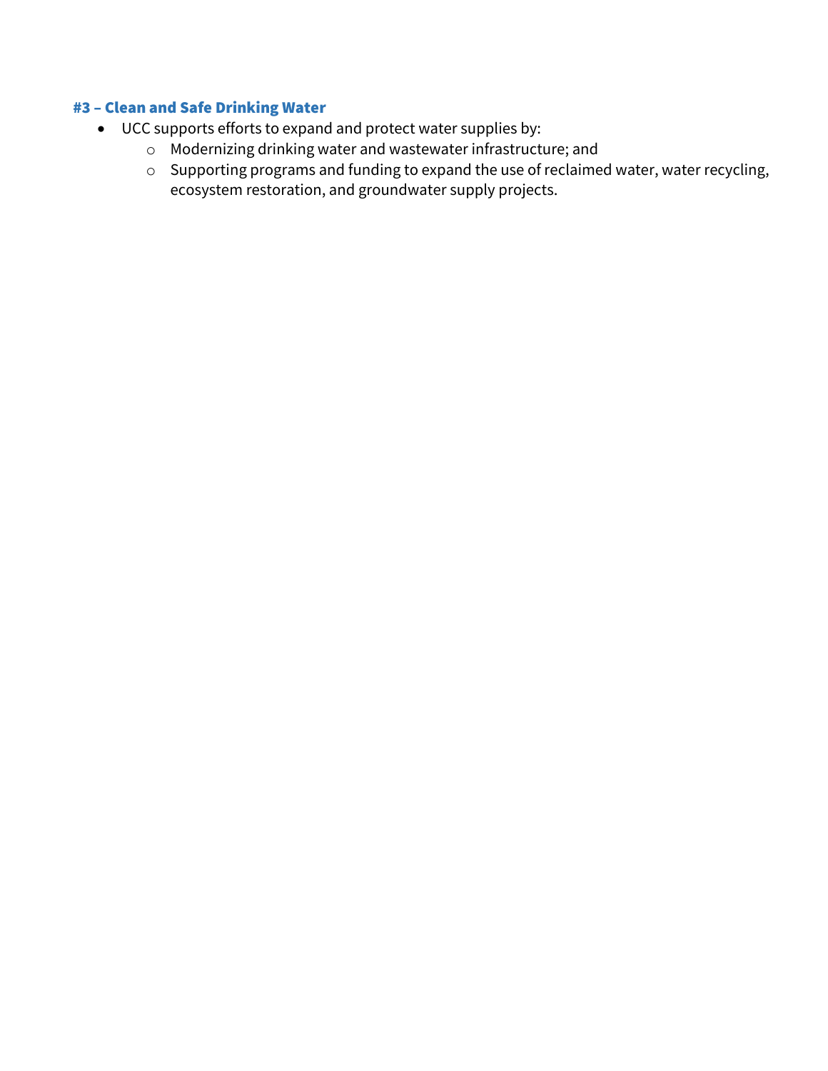### #3 – Clean and Safe Drinking Water

- UCC supports efforts to expand and protect water supplies by:
  - Modernizing drinking water and wastewater infrastructure; and
  - Supporting programs and funding to expand the use of reclaimed water, water recycling, ecosystem restoration, and groundwater supply projects.